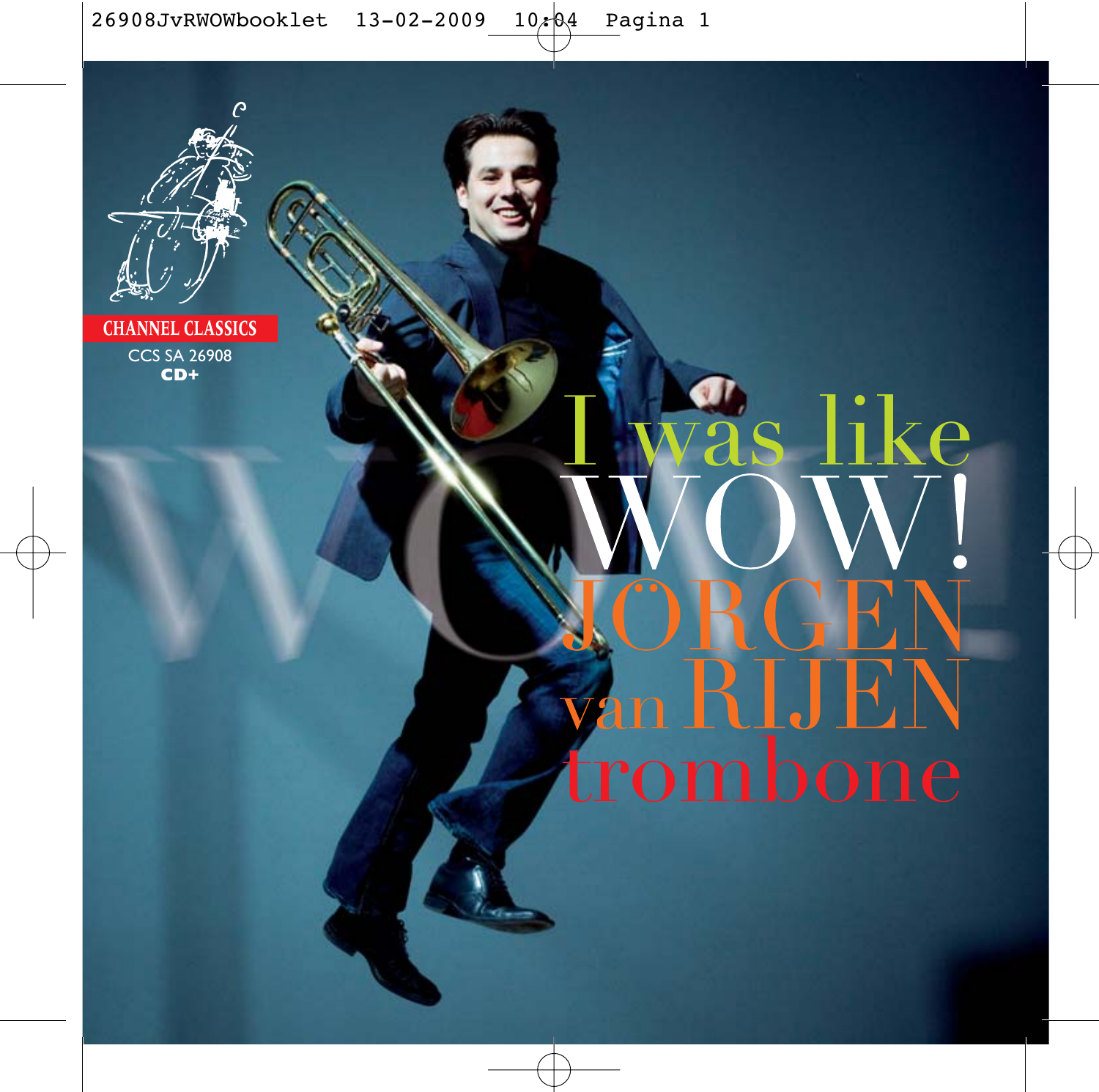CHANNEL CLASSICS

CCS SA 26908

**CD+**

# I was like WOW!

# JÖRGEN van RIJEN

## trombone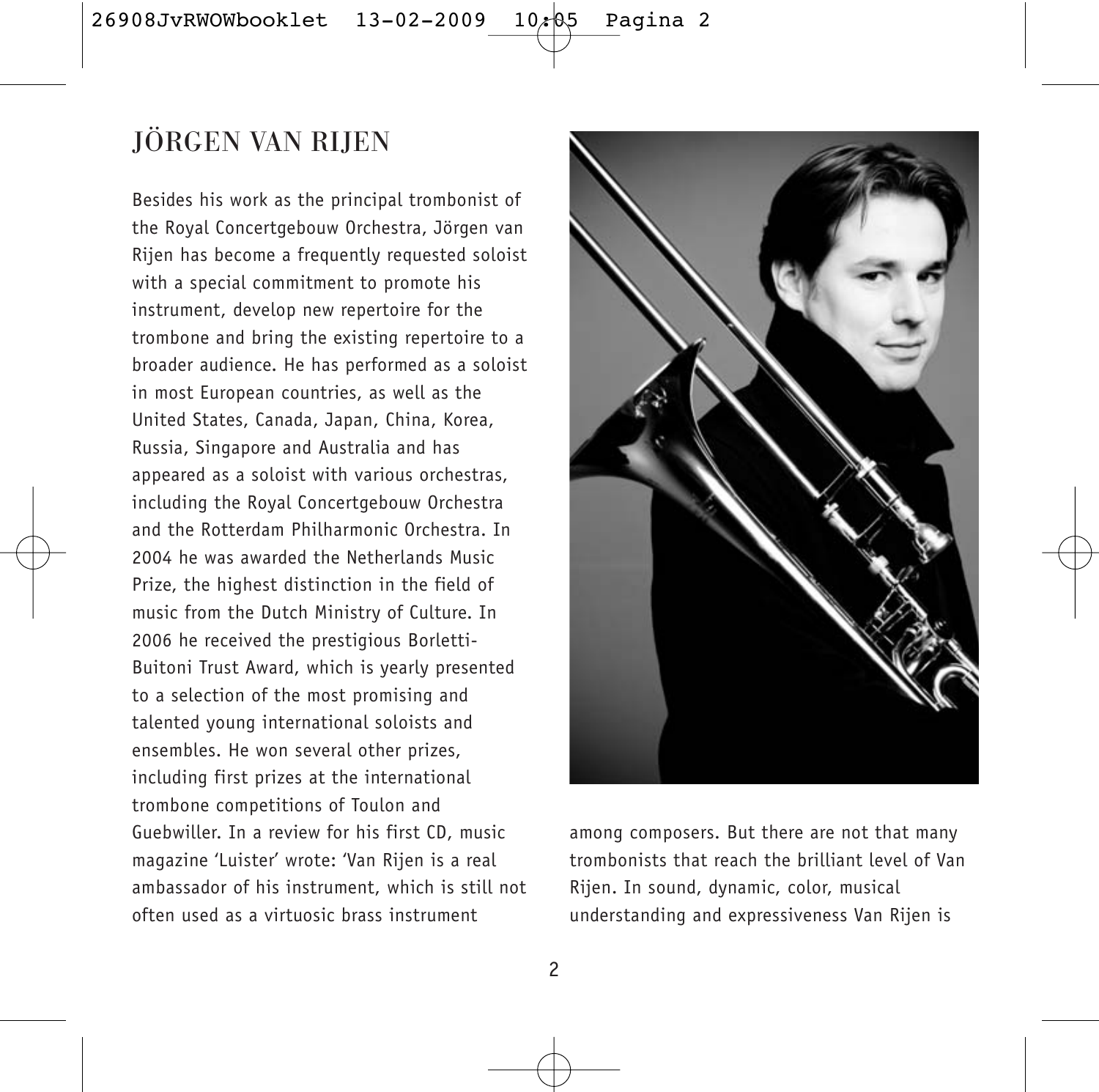# JÖRGEN VAN RIJEN

Besides his work as the principal trombonist of the Royal Concertgebouw Orchestra, Jörgen van Rijen has become a frequently requested soloist with a special commitment to promote his instrument, develop new repertoire for the trombone and bring the existing repertoire to a broader audience. He has performed as a soloist in most European countries, as well as the United States, Canada, Japan, China, Korea, Russia, Singapore and Australia and has appeared as a soloist with various orchestras, including the Royal Concertgebouw Orchestra and the Rotterdam Philharmonic Orchestra. In 2004 he was awarded the Netherlands Music Prize, the highest distinction in the field of music from the Dutch Ministry of Culture. In 2006 he received the prestigious Borletti-Buitoni Trust Award, which is yearly presented to a selection of the most promising and talented young international soloists and ensembles. He won several other prizes, including first prizes at the international trombone competitions of Toulon and Guebwiller. In a review for his first CD, music magazine 'Luister' wrote: 'Van Rijen is a real ambassador of his instrument, which is still not often used as a virtuosic brass instrument among composers. But there are not that many trombonists that reach the brilliant level of Van Rijen. In sound, dynamic, color, musical understanding and expressiveness Van Rijen is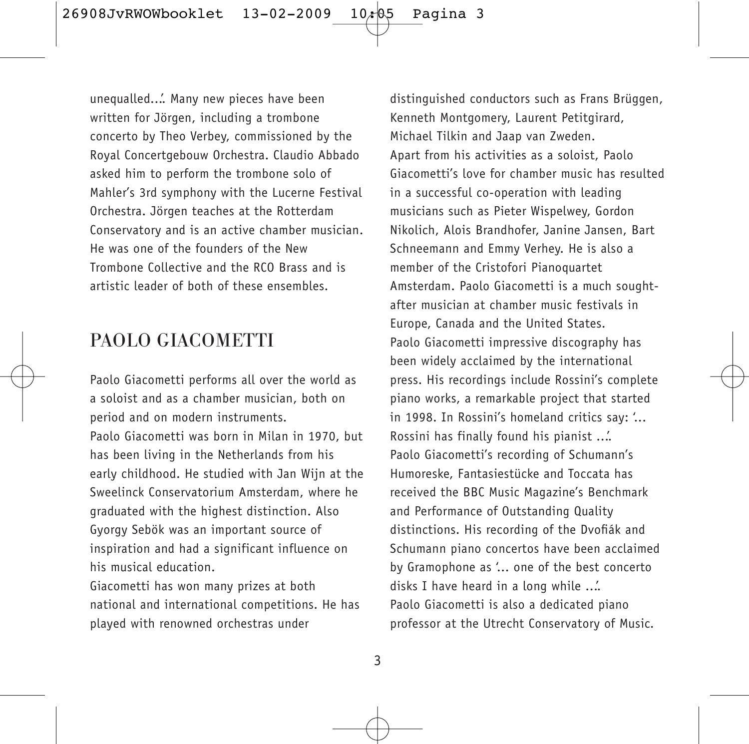unequalled…'. Many new pieces have been written for Jörgen, including a trombone concerto by Theo Verbey, commissioned by the Royal Concertgebouw Orchestra. Claudio Abbado asked him to perform the trombone solo of Mahler's 3rd symphony with the Lucerne Festival Orchestra. Jörgen teaches at the Rotterdam Conservatory and is an active chamber musician. He was one of the founders of the New Trombone Collective and the RCO Brass and is artistic leader of both of these ensembles.

## PAOLO GIACOMETTI

Paolo Giacometti performs all over the world as a soloist and as a chamber musician, both on period and on modern instruments.
Paolo Giacometti was born in Milan in 1970, but has been living in the Netherlands from his early childhood. He studied with Jan Wijn at the Sweelinck Conservatorium Amsterdam, where he graduated with the highest distinction. Also Gyorgy Sebök was an important source of inspiration and had a significant influence on his musical education.
Giacometti has won many prizes at both national and international competitions. He has played with renowned orchestras under distinguished conductors such as Frans Brüggen, Kenneth Montgomery, Laurent Petitgirard, Michael Tilkin and Jaap van Zweden.
Apart from his activities as a soloist, Paolo Giacometti's love for chamber music has resulted in a successful co-operation with leading musicians such as Pieter Wispelwey, Gordon Nikolich, Alois Brandhofer, Janine Jansen, Bart Schneemann and Emmy Verhey. He is also a member of the Cristofori Pianoquartet Amsterdam. Paolo Giacometti is a much sought-after musician at chamber music festivals in Europe, Canada and the United States.
Paolo Giacometti impressive discography has been widely acclaimed by the international press. His recordings include Rossini's complete piano works, a remarkable project that started in 1998. In Rossini's homeland critics say: '… Rossini has finally found his pianist …'.
Paolo Giacometti's recording of Schumann's Humoreske, Fantasiestücke and Toccata has received the BBC Music Magazine's Benchmark and Performance of Outstanding Quality distinctions. His recording of the Dvofiák and Schumann piano concertos have been acclaimed by Gramophone as '… one of the best concerto disks I have heard in a long while …'.
Paolo Giacometti is also a dedicated piano professor at the Utrecht Conservatory of Music.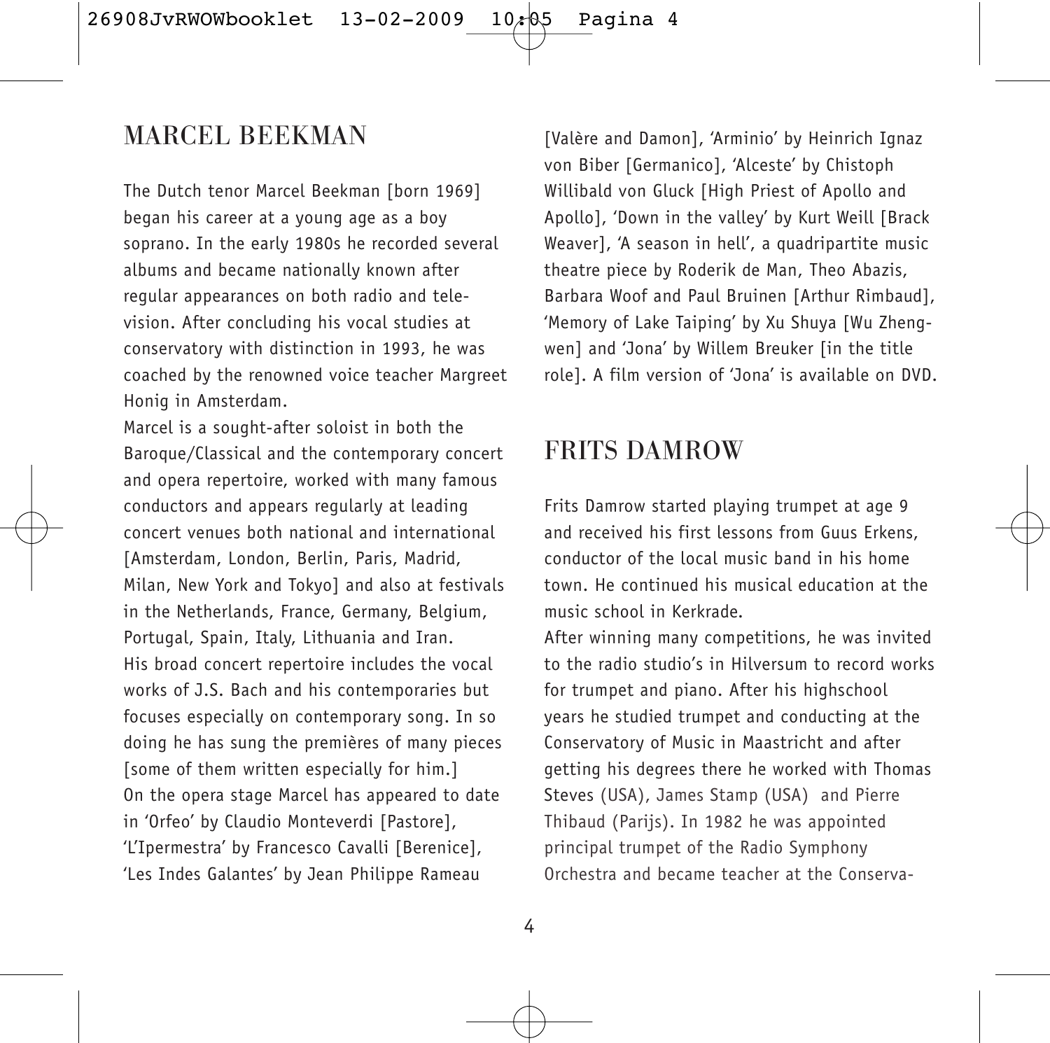## MARCEL BEEKMAN

The Dutch tenor Marcel Beekman [born 1969] began his career at a young age as a boy soprano. In the early 1980s he recorded several albums and became nationally known after regular appearances on both radio and television. After concluding his vocal studies at conservatory with distinction in 1993, he was coached by the renowned voice teacher Margreet Honig in Amsterdam.

Marcel is a sought-after soloist in both the Baroque/Classical and the contemporary concert and opera repertoire, worked with many famous conductors and appears regularly at leading concert venues both national and international [Amsterdam, London, Berlin, Paris, Madrid, Milan, New York and Tokyo] and also at festivals in the Netherlands, France, Germany, Belgium, Portugal, Spain, Italy, Lithuania and Iran.

His broad concert repertoire includes the vocal works of J.S. Bach and his contemporaries but focuses especially on contemporary song. In so doing he has sung the premières of many pieces [some of them written especially for him.]

On the opera stage Marcel has appeared to date in 'Orfeo' by Claudio Monteverdi [Pastore], 'L'Ipermestra' by Francesco Cavalli [Berenice], 'Les Indes Galantes' by Jean Philippe Rameau [Valère and Damon], 'Arminio' by Heinrich Ignaz von Biber [Germanico], 'Alceste' by Chistoph Willibald von Gluck [High Priest of Apollo and Apollo], 'Down in the valley' by Kurt Weill [Brack Weaver], 'A season in hell', a quadripartite music theatre piece by Roderik de Man, Theo Abazis, Barbara Woof and Paul Bruinen [Arthur Rimbaud], 'Memory of Lake Taiping' by Xu Shuya [Wu Zhengwen] and 'Jona' by Willem Breuker [in the title role]. A film version of 'Jona' is available on DVD.

## FRITS DAMROW

Frits Damrow started playing trumpet at age 9 and received his first lessons from Guus Erkens, conductor of the local music band in his home town. He continued his musical education at the music school in Kerkrade.

After winning many competitions, he was invited to the radio studio's in Hilversum to record works for trumpet and piano. After his highschool years he studied trumpet and conducting at the Conservatory of Music in Maastricht and after getting his degrees there he worked with Thomas Steves (USA), James Stamp (USA) and Pierre Thibaud (Parijs). In 1982 he was appointed principal trumpet of the Radio Symphony Orchestra and became teacher at the Conserva-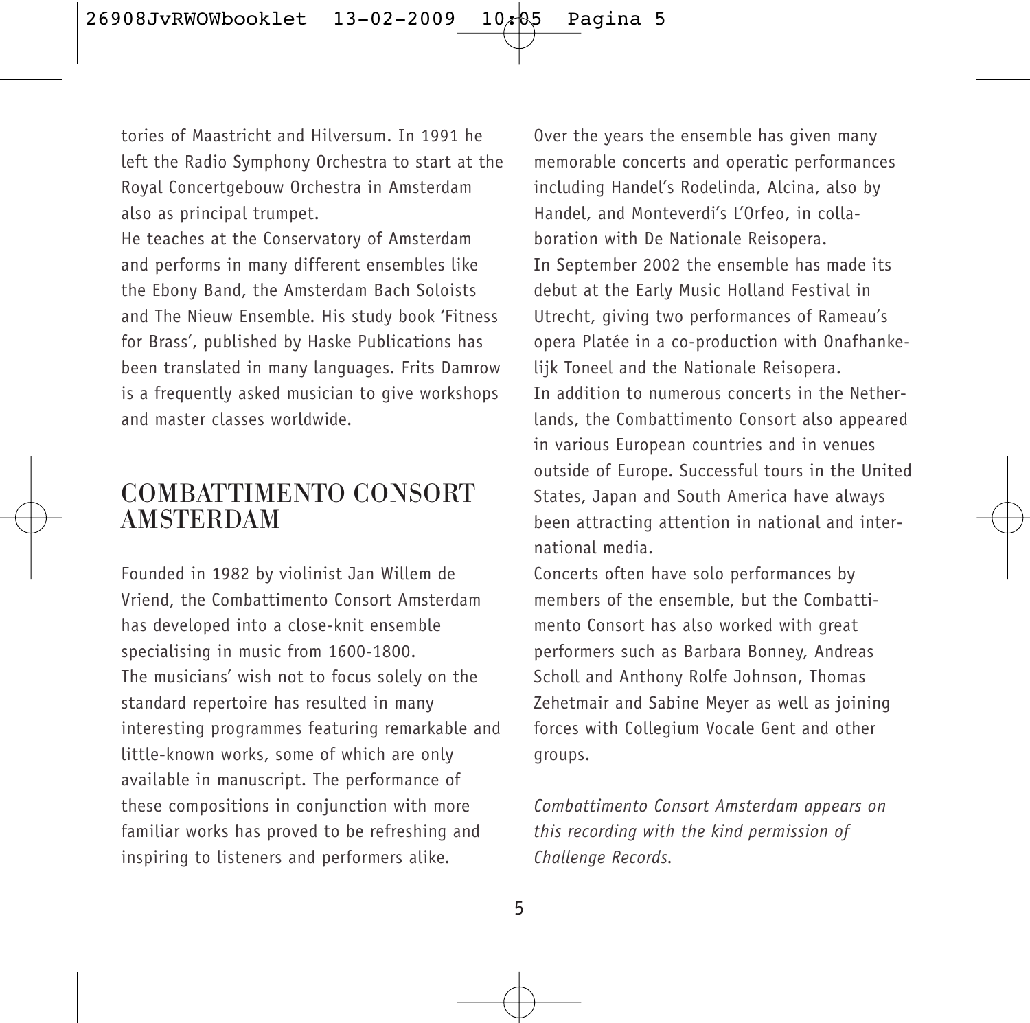tories of Maastricht and Hilversum. In 1991 he left the Radio Symphony Orchestra to start at the Royal Concertgebouw Orchestra in Amsterdam also as principal trumpet.
He teaches at the Conservatory of Amsterdam and performs in many different ensembles like the Ebony Band, the Amsterdam Bach Soloists and The Nieuw Ensemble. His study book 'Fitness for Brass', published by Haske Publications has been translated in many languages. Frits Damrow is a frequently asked musician to give workshops and master classes worldwide.

## COMBATTIMENTO CONSORT AMSTERDAM

Founded in 1982 by violinist Jan Willem de Vriend, the Combattimento Consort Amsterdam has developed into a close-knit ensemble specialising in music from 1600-1800.
The musicians' wish not to focus solely on the standard repertoire has resulted in many interesting programmes featuring remarkable and little-known works, some of which are only available in manuscript. The performance of these compositions in conjunction with more familiar works has proved to be refreshing and inspiring to listeners and performers alike.

Over the years the ensemble has given many memorable concerts and operatic performances including Handel's Rodelinda, Alcina, also by Handel, and Monteverdi's L'Orfeo, in collaboration with De Nationale Reisopera.
In September 2002 the ensemble has made its debut at the Early Music Holland Festival in Utrecht, giving two performances of Rameau's opera Platée in a co-production with Onafhankelijk Toneel and the Nationale Reisopera.
In addition to numerous concerts in the Netherlands, the Combattimento Consort also appeared in various European countries and in venues outside of Europe. Successful tours in the United States, Japan and South America have always been attracting attention in national and international media.
Concerts often have solo performances by members of the ensemble, but the Combattimento Consort has also worked with great performers such as Barbara Bonney, Andreas Scholl and Anthony Rolfe Johnson, Thomas Zehetmair and Sabine Meyer as well as joining forces with Collegium Vocale Gent and other groups.

*Combattimento Consort Amsterdam appears on this recording with the kind permission of Challenge Records.*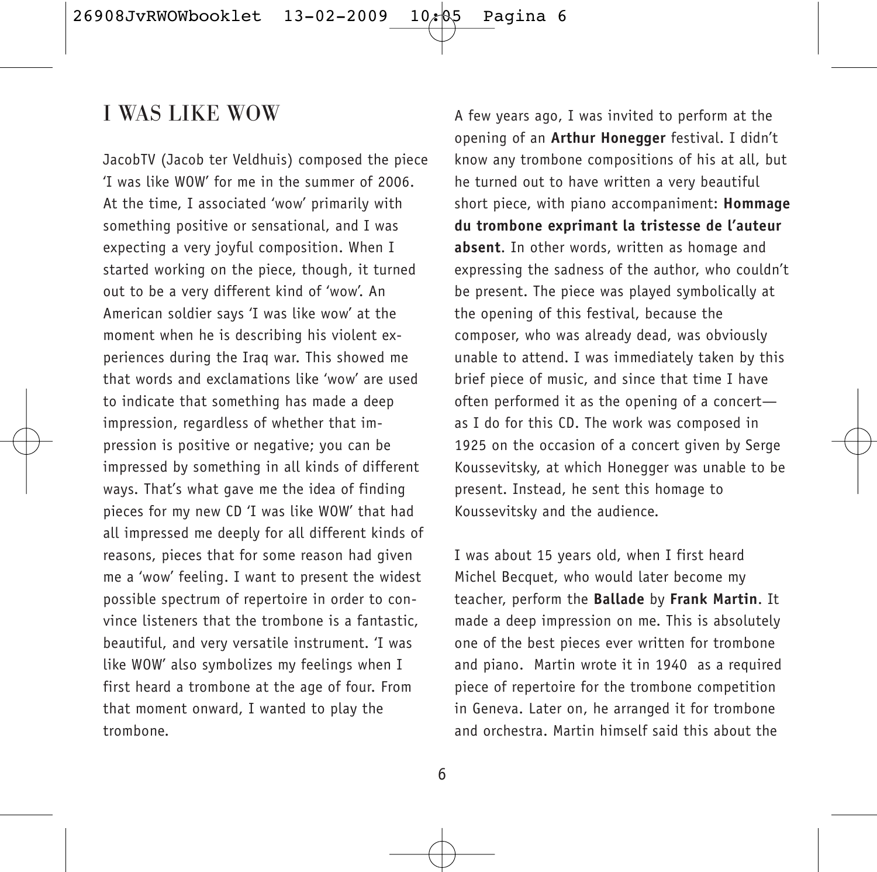# I WAS LIKE WOW

JacobTV (Jacob ter Veldhuis) composed the piece 'I was like WOW' for me in the summer of 2006. At the time, I associated 'wow' primarily with something positive or sensational, and I was expecting a very joyful composition. When I started working on the piece, though, it turned out to be a very different kind of 'wow'. An American soldier says 'I was like wow' at the moment when he is describing his violent experiences during the Iraq war. This showed me that words and exclamations like 'wow' are used to indicate that something has made a deep impression, regardless of whether that impression is positive or negative; you can be impressed by something in all kinds of different ways. That's what gave me the idea of finding pieces for my new CD 'I was like WOW' that had all impressed me deeply for all different kinds of reasons, pieces that for some reason had given me a 'wow' feeling. I want to present the widest possible spectrum of repertoire in order to convince listeners that the trombone is a fantastic, beautiful, and very versatile instrument. 'I was like WOW' also symbolizes my feelings when I first heard a trombone at the age of four. From that moment onward, I wanted to play the trombone.

A few years ago, I was invited to perform at the opening of an **Arthur Honegger** festival. I didn't know any trombone compositions of his at all, but he turned out to have written a very beautiful short piece, with piano accompaniment: **Hommage du trombone exprimant la tristesse de l'auteur absent**. In other words, written as homage and expressing the sadness of the author, who couldn't be present. The piece was played symbolically at the opening of this festival, because the composer, who was already dead, was obviously unable to attend. I was immediately taken by this brief piece of music, and since that time I have often performed it as the opening of a concert—as I do for this CD. The work was composed in 1925 on the occasion of a concert given by Serge Koussevitsky, at which Honegger was unable to be present. Instead, he sent this homage to Koussevitsky and the audience.

I was about 15 years old, when I first heard Michel Becquet, who would later become my teacher, perform the **Ballade** by **Frank Martin**. It made a deep impression on me. This is absolutely one of the best pieces ever written for trombone and piano. Martin wrote it in 1940 as a required piece of repertoire for the trombone competition in Geneva. Later on, he arranged it for trombone and orchestra. Martin himself said this about the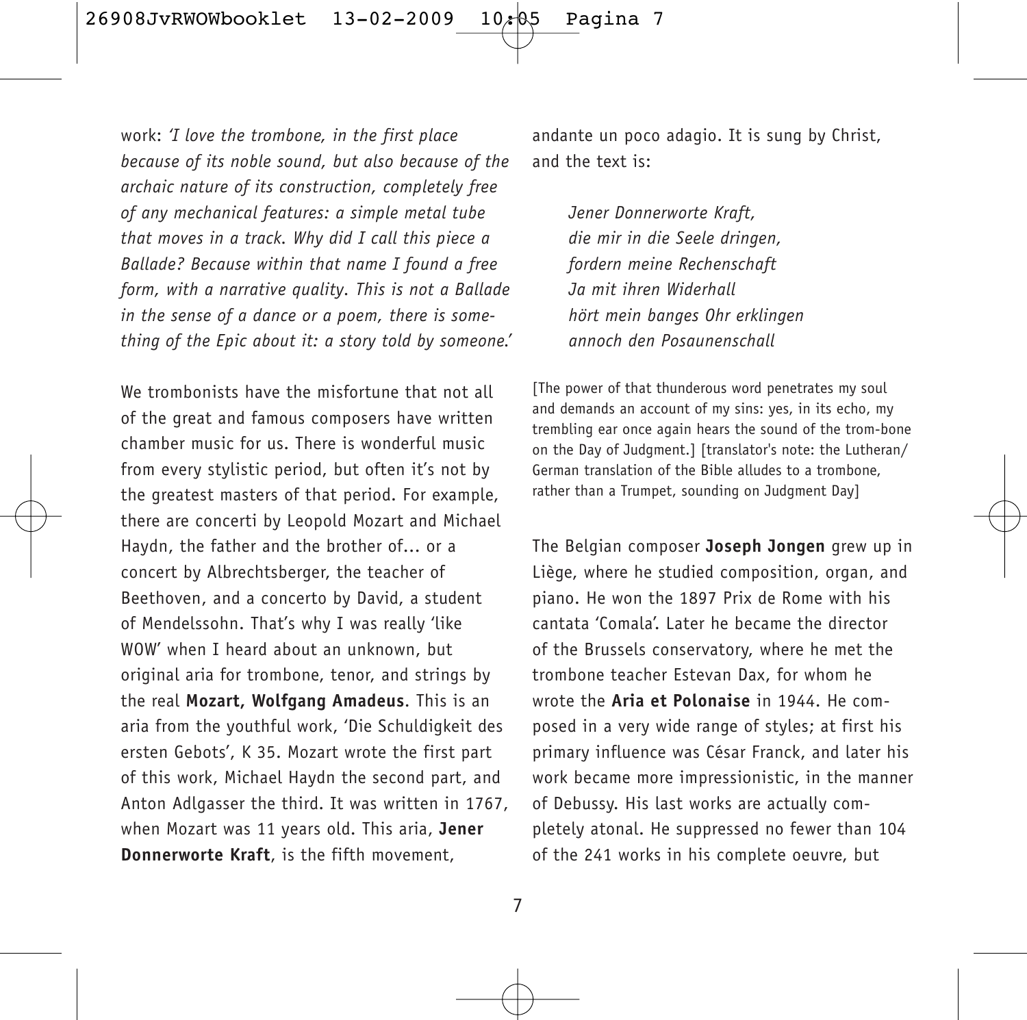work: *'I love the trombone, in the first place because of its noble sound, but also because of the archaic nature of its construction, completely free of any mechanical features: a simple metal tube that moves in a track. Why did I call this piece a Ballade? Because within that name I found a free form, with a narrative quality. This is not a Ballade in the sense of a dance or a poem, there is something of the Epic about it: a story told by someone.'*

We trombonists have the misfortune that not all of the great and famous composers have written chamber music for us. There is wonderful music from every stylistic period, but often it's not by the greatest masters of that period. For example, there are concerti by Leopold Mozart and Michael Haydn, the father and the brother of... or a concert by Albrechtsberger, the teacher of Beethoven, and a concerto by David, a student of Mendelssohn. That's why I was really 'like WOW' when I heard about an unknown, but original aria for trombone, tenor, and strings by the real **Mozart, Wolfgang Amadeus**. This is an aria from the youthful work, 'Die Schuldigkeit des ersten Gebots', K 35. Mozart wrote the first part of this work, Michael Haydn the second part, and Anton Adlgasser the third. It was written in 1767, when Mozart was 11 years old. This aria, **Jener Donnerworte Kraft**, is the fifth movement, andante un poco adagio. It is sung by Christ, and the text is:

*Jener Donnerworte Kraft,*
*die mir in die Seele dringen,*
*fordern meine Rechenschaft*
*Ja mit ihren Widerhall*
*hört mein banges Ohr erklingen*
*annoch den Posaunenschall*

[The power of that thunderous word penetrates my soul and demands an account of my sins: yes, in its echo, my trembling ear once again hears the sound of the trom-bone on the Day of Judgment.] [translator's note: the Lutheran/ German translation of the Bible alludes to a trombone, rather than a Trumpet, sounding on Judgment Day]

The Belgian composer **Joseph Jongen** grew up in Liège, where he studied composition, organ, and piano. He won the 1897 Prix de Rome with his cantata 'Comala'. Later he became the director of the Brussels conservatory, where he met the trombone teacher Estevan Dax, for whom he wrote the **Aria et Polonaise** in 1944. He composed in a very wide range of styles; at first his primary influence was César Franck, and later his work became more impressionistic, in the manner of Debussy. His last works are actually completely atonal. He suppressed no fewer than 104 of the 241 works in his complete oeuvre, but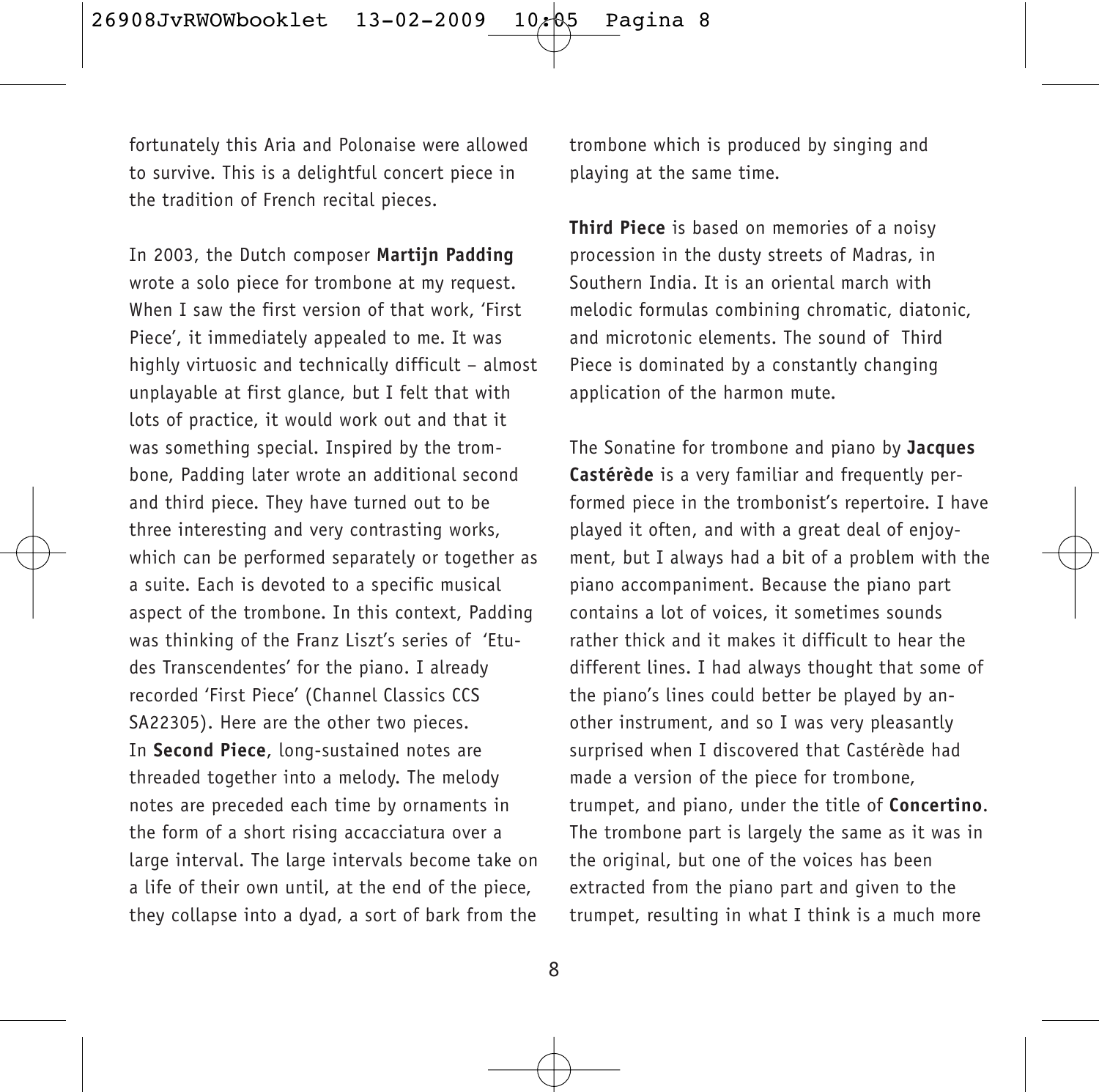fortunately this Aria and Polonaise were allowed to survive. This is a delightful concert piece in the tradition of French recital pieces.

In 2003, the Dutch composer **Martijn Padding** wrote a solo piece for trombone at my request. When I saw the first version of that work, 'First Piece', it immediately appealed to me. It was highly virtuosic and technically difficult – almost unplayable at first glance, but I felt that with lots of practice, it would work out and that it was something special. Inspired by the trombone, Padding later wrote an additional second and third piece. They have turned out to be three interesting and very contrasting works, which can be performed separately or together as a suite. Each is devoted to a specific musical aspect of the trombone. In this context, Padding was thinking of the Franz Liszt's series of 'Etudes Transcendentes' for the piano. I already recorded 'First Piece' (Channel Classics CCS SA22305). Here are the other two pieces.
In **Second Piece**, long-sustained notes are threaded together into a melody. The melody notes are preceded each time by ornaments in the form of a short rising accacciatura over a large interval. The large intervals become take on a life of their own until, at the end of the piece, they collapse into a dyad, a sort of bark from the trombone which is produced by singing and playing at the same time.

**Third Piece** is based on memories of a noisy procession in the dusty streets of Madras, in Southern India. It is an oriental march with melodic formulas combining chromatic, diatonic, and microtonic elements. The sound of Third Piece is dominated by a constantly changing application of the harmon mute.

The Sonatine for trombone and piano by **Jacques Castérède** is a very familiar and frequently performed piece in the trombonist's repertoire. I have played it often, and with a great deal of enjoyment, but I always had a bit of a problem with the piano accompaniment. Because the piano part contains a lot of voices, it sometimes sounds rather thick and it makes it difficult to hear the different lines. I had always thought that some of the piano's lines could better be played by another instrument, and so I was very pleasantly surprised when I discovered that Castérède had made a version of the piece for trombone, trumpet, and piano, under the title of **Concertino**. The trombone part is largely the same as it was in the original, but one of the voices has been extracted from the piano part and given to the trumpet, resulting in what I think is a much more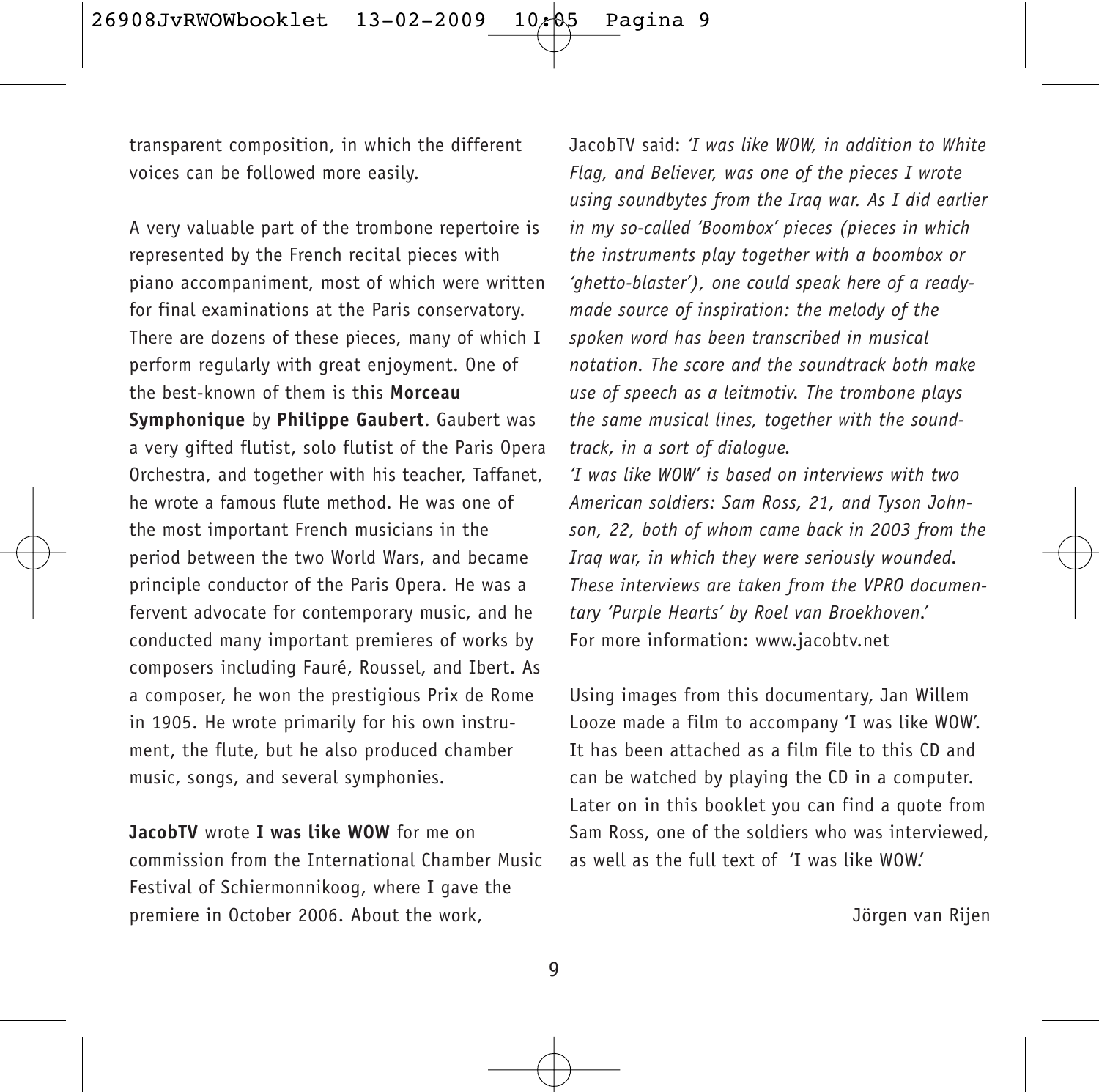transparent composition, in which the different voices can be followed more easily.

A very valuable part of the trombone repertoire is represented by the French recital pieces with piano accompaniment, most of which were written for final examinations at the Paris conservatory. There are dozens of these pieces, many of which I perform regularly with great enjoyment. One of the best-known of them is this **Morceau Symphonique** by **Philippe Gaubert**. Gaubert was a very gifted flutist, solo flutist of the Paris Opera Orchestra, and together with his teacher, Taffanet, he wrote a famous flute method. He was one of the most important French musicians in the period between the two World Wars, and became principle conductor of the Paris Opera. He was a fervent advocate for contemporary music, and he conducted many important premieres of works by composers including Fauré, Roussel, and Ibert. As a composer, he won the prestigious Prix de Rome in 1905. He wrote primarily for his own instrument, the flute, but he also produced chamber music, songs, and several symphonies.

**JacobTV** wrote **I was like WOW** for me on commission from the International Chamber Music Festival of Schiermonnikoog, where I gave the premiere in October 2006. About the work, JacobTV said: *'I was like WOW, in addition to White Flag, and Believer, was one of the pieces I wrote using soundbytes from the Iraq war. As I did earlier in my so-called 'Boombox' pieces (pieces in which the instruments play together with a boombox or 'ghetto-blaster'), one could speak here of a ready-made source of inspiration: the melody of the spoken word has been transcribed in musical notation. The score and the soundtrack both make use of speech as a leitmotiv. The trombone plays the same musical lines, together with the soundtrack, in a sort of dialogue.*
*'I was like WOW' is based on interviews with two American soldiers: Sam Ross, 21, and Tyson Johnson, 22, both of whom came back in 2003 from the Iraq war, in which they were seriously wounded. These interviews are taken from the VPRO documentary 'Purple Hearts' by Roel van Broekhoven.'*
For more information: www.jacobtv.net

Using images from this documentary, Jan Willem Looze made a film to accompany 'I was like WOW'. It has been attached as a film file to this CD and can be watched by playing the CD in a computer. Later on in this booklet you can find a quote from Sam Ross, one of the soldiers who was interviewed, as well as the full text of 'I was like WOW.'

Jörgen van Rijen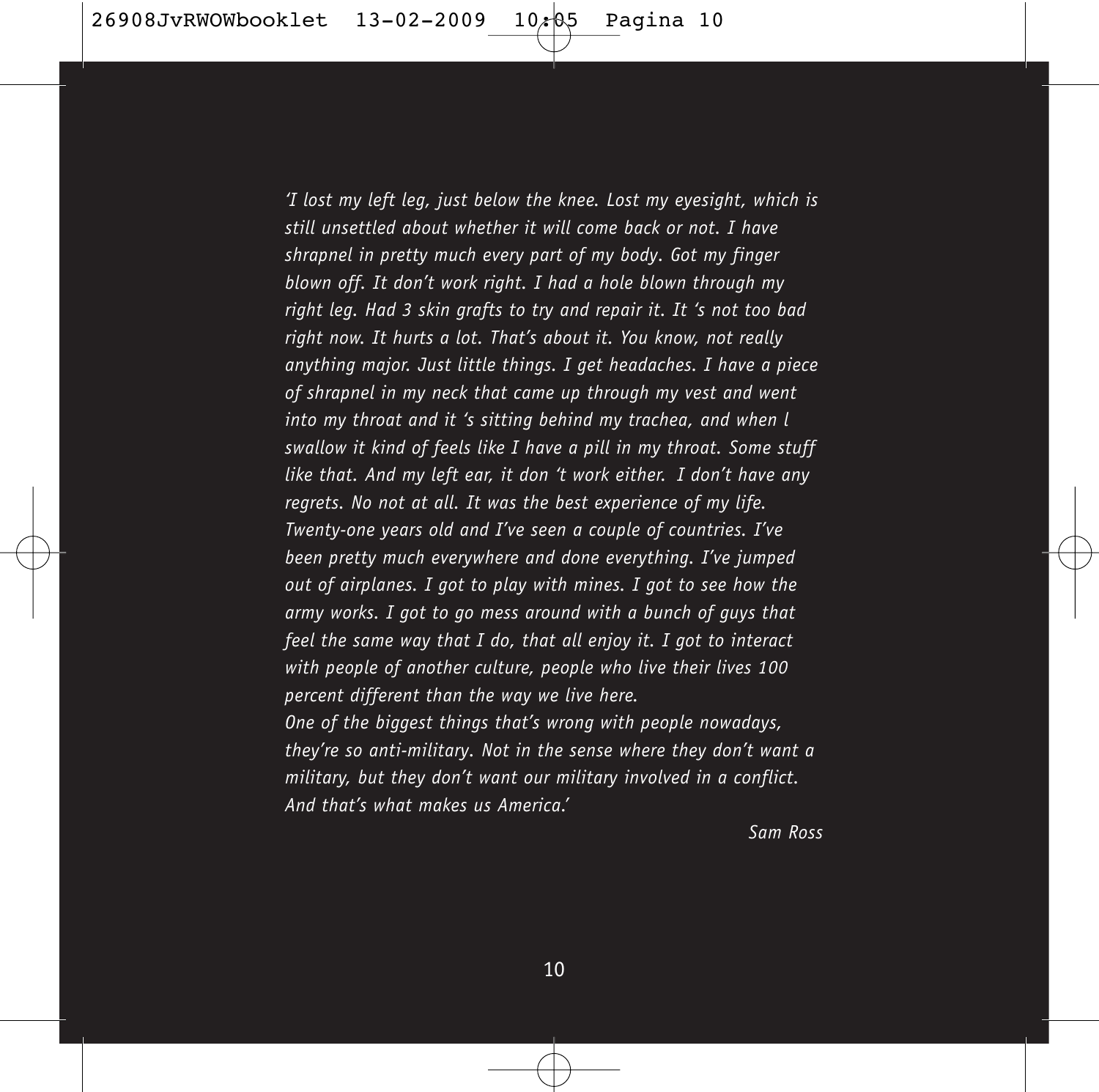*'I lost my left leg, just below the knee. Lost my eyesight, which is still unsettled about whether it will come back or not. I have shrapnel in pretty much every part of my body. Got my finger blown off. It don't work right. I had a hole blown through my right leg. Had 3 skin grafts to try and repair it. It 's not too bad right now. It hurts a lot. That's about it. You know, not really anything major. Just little things. I get headaches. I have a piece of shrapnel in my neck that came up through my vest and went into my throat and it 's sitting behind my trachea, and when l swallow it kind of feels like I have a pill in my throat. Some stuff like that. And my left ear, it don 't work either. I don't have any regrets. No not at all. It was the best experience of my life. Twenty-one years old and I've seen a couple of countries. I've been pretty much everywhere and done everything. I've jumped out of airplanes. I got to play with mines. I got to see how the army works. I got to go mess around with a bunch of guys that feel the same way that I do, that all enjoy it. I got to interact with people of another culture, people who live their lives 100 percent different than the way we live here.*

*One of the biggest things that's wrong with people nowadays, they're so anti-military. Not in the sense where they don't want a military, but they don't want our military involved in a conflict. And that's what makes us America.'*

*Sam Ross*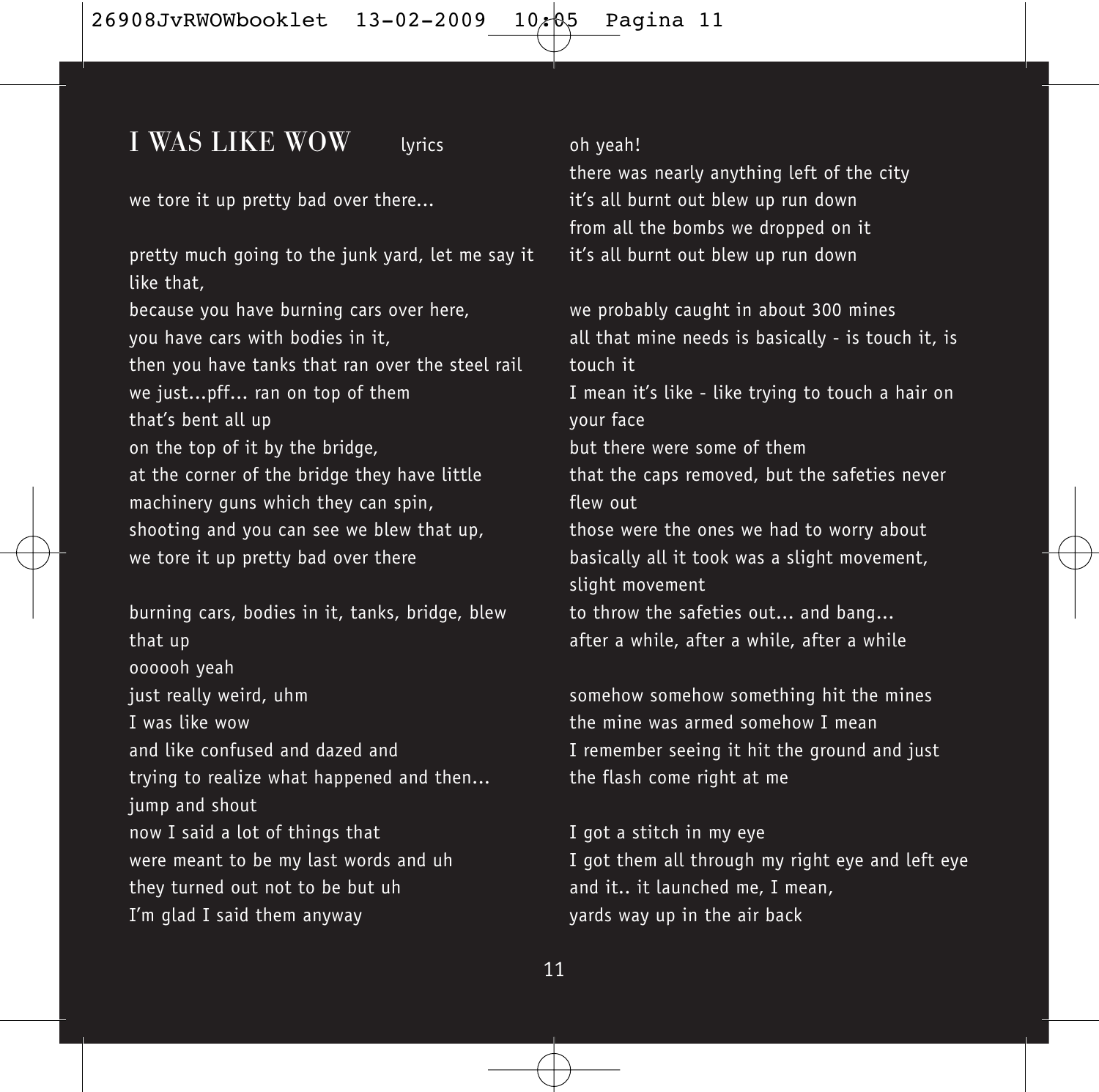# I WAS LIKE WOW lyrics

we tore it up pretty bad over there...

pretty much going to the junk yard, let me say it like that,
because you have burning cars over here,
you have cars with bodies in it,
then you have tanks that ran over the steel rail
we just...pff... ran on top of them
that's bent all up
on the top of it by the bridge,
at the corner of the bridge they have little machinery guns which they can spin,
shooting and you can see we blew that up,
we tore it up pretty bad over there

burning cars, bodies in it, tanks, bridge, blew that up
oooooh yeah
just really weird, uhm
I was like wow
and like confused and dazed and
trying to realize what happened and then...
jump and shout
now I said a lot of things that
were meant to be my last words and uh
they turned out not to be but uh
I'm glad I said them anyway

oh yeah!
there was nearly anything left of the city
it's all burnt out blew up run down
from all the bombs we dropped on it
it's all burnt out blew up run down

we probably caught in about 300 mines
all that mine needs is basically - is touch it, is touch it
I mean it's like - like trying to touch a hair on your face
but there were some of them
that the caps removed, but the safeties never flew out
those were the ones we had to worry about
basically all it took was a slight movement, slight movement
to throw the safeties out... and bang...
after a while, after a while, after a while

somehow somehow something hit the mines
the mine was armed somehow I mean
I remember seeing it hit the ground and just
the flash come right at me

I got a stitch in my eye
I got them all through my right eye and left eye
and it.. it launched me, I mean,
yards way up in the air back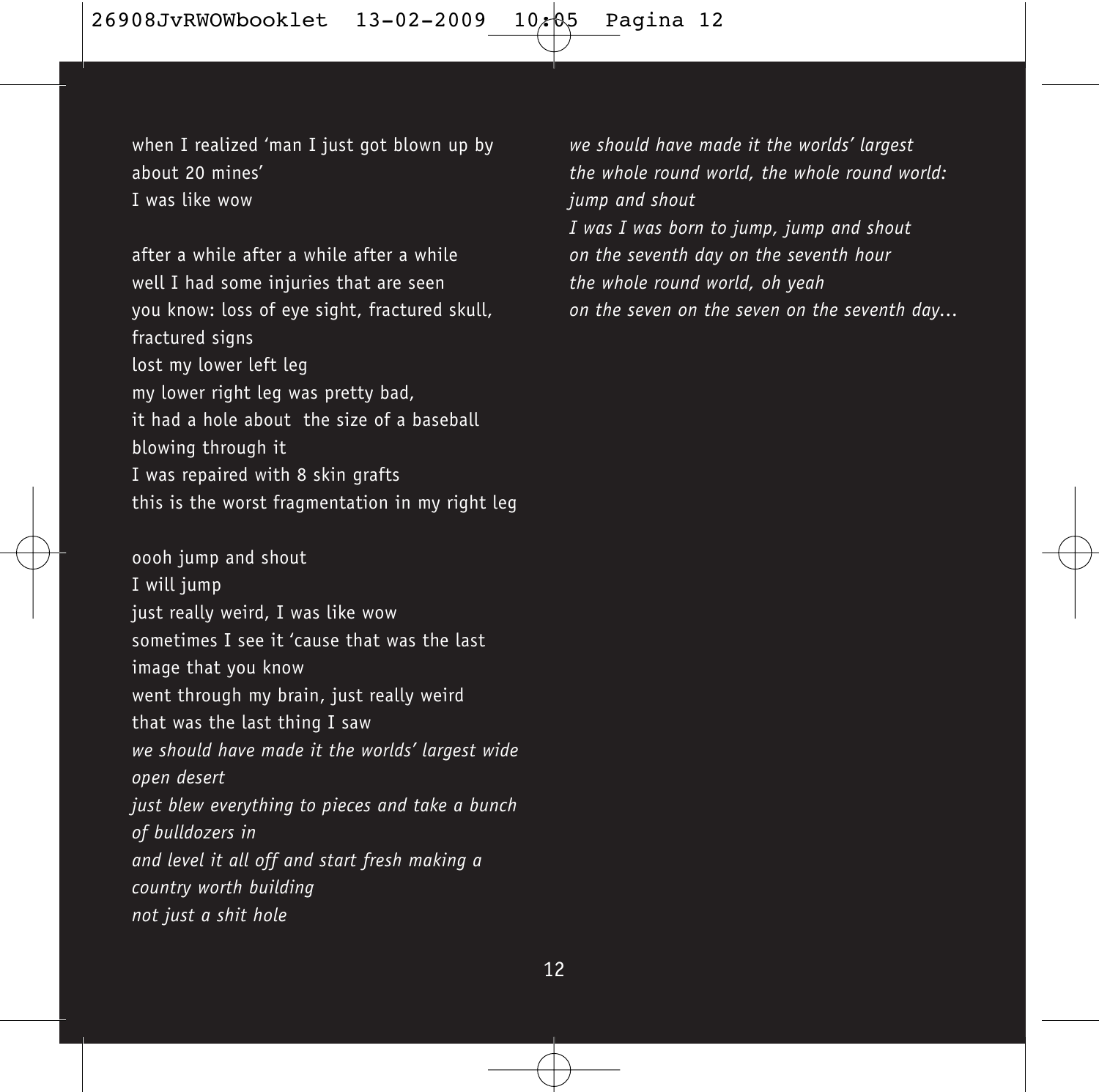when I realized 'man I just got blown up by
about 20 mines'
I was like wow

after a while after a while after a while
well I had some injuries that are seen
you know: loss of eye sight, fractured skull,
fractured signs
lost my lower left leg
my lower right leg was pretty bad,
it had a hole about the size of a baseball
blowing through it
I was repaired with 8 skin grafts
this is the worst fragmentation in my right leg

oooh jump and shout
I will jump
just really weird, I was like wow
sometimes I see it 'cause that was the last
image that you know
went through my brain, just really weird
that was the last thing I saw
*we should have made it the worlds' largest wide*
*open desert*
*just blew everything to pieces and take a bunch*
*of bulldozers in*
*and level it all off and start fresh making a*
*country worth building*
*not just a shit hole*

*we should have made it the worlds' largest*
*the whole round world, the whole round world:*
*jump and shout*
*I was I was born to jump, jump and shout*
*on the seventh day on the seventh hour*
*the whole round world, oh yeah*
*on the seven on the seven on the seventh day...*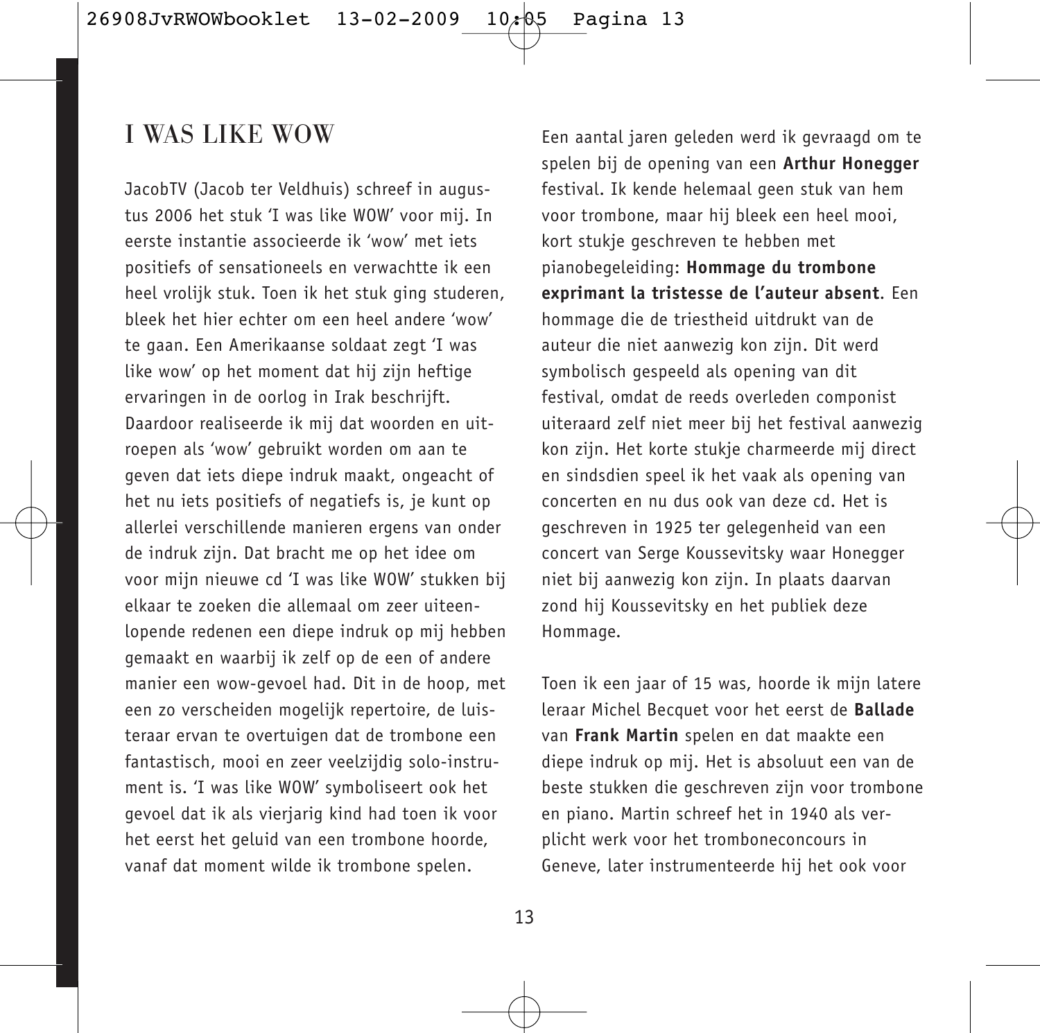# I WAS LIKE WOW

JacobTV (Jacob ter Veldhuis) schreef in augustus 2006 het stuk 'I was like WOW' voor mij. In eerste instantie associeerde ik 'wow' met iets positiefs of sensationeels en verwachtte ik een heel vrolijk stuk. Toen ik het stuk ging studeren, bleek het hier echter om een heel andere 'wow' te gaan. Een Amerikaanse soldaat zegt 'I was like wow' op het moment dat hij zijn heftige ervaringen in de oorlog in Irak beschrijft. Daardoor realiseerde ik mij dat woorden en uitroepen als 'wow' gebruikt worden om aan te geven dat iets diepe indruk maakt, ongeacht of het nu iets positiefs of negatiefs is, je kunt op allerlei verschillende manieren ergens van onder de indruk zijn. Dat bracht me op het idee om voor mijn nieuwe cd 'I was like WOW' stukken bij elkaar te zoeken die allemaal om zeer uiteenlopende redenen een diepe indruk op mij hebben gemaakt en waarbij ik zelf op de een of andere manier een wow-gevoel had. Dit in de hoop, met een zo verscheiden mogelijk repertoire, de luisteraar ervan te overtuigen dat de trombone een fantastisch, mooi en zeer veelzijdig solo-instrument is. 'I was like WOW' symboliseert ook het gevoel dat ik als vierjarig kind had toen ik voor het eerst het geluid van een trombone hoorde, vanaf dat moment wilde ik trombone spelen.

Een aantal jaren geleden werd ik gevraagd om te spelen bij de opening van een **Arthur Honegger** festival. Ik kende helemaal geen stuk van hem voor trombone, maar hij bleek een heel mooi, kort stukje geschreven te hebben met pianobegeleiding: **Hommage du trombone exprimant la tristesse de l'auteur absent**. Een hommage die de triestheid uitdrukt van de auteur die niet aanwezig kon zijn. Dit werd symbolisch gespeeld als opening van dit festival, omdat de reeds overleden componist uiteraard zelf niet meer bij het festival aanwezig kon zijn. Het korte stukje charmeerde mij direct en sindsdien speel ik het vaak als opening van concerten en nu dus ook van deze cd. Het is geschreven in 1925 ter gelegenheid van een concert van Serge Koussevitsky waar Honegger niet bij aanwezig kon zijn. In plaats daarvan zond hij Koussevitsky en het publiek deze Hommage.

Toen ik een jaar of 15 was, hoorde ik mijn latere leraar Michel Becquet voor het eerst de **Ballade** van **Frank Martin** spelen en dat maakte een diepe indruk op mij. Het is absoluut een van de beste stukken die geschreven zijn voor trombone en piano. Martin schreef het in 1940 als verplicht werk voor het tromboneconcours in Geneve, later instrumenteerde hij het ook voor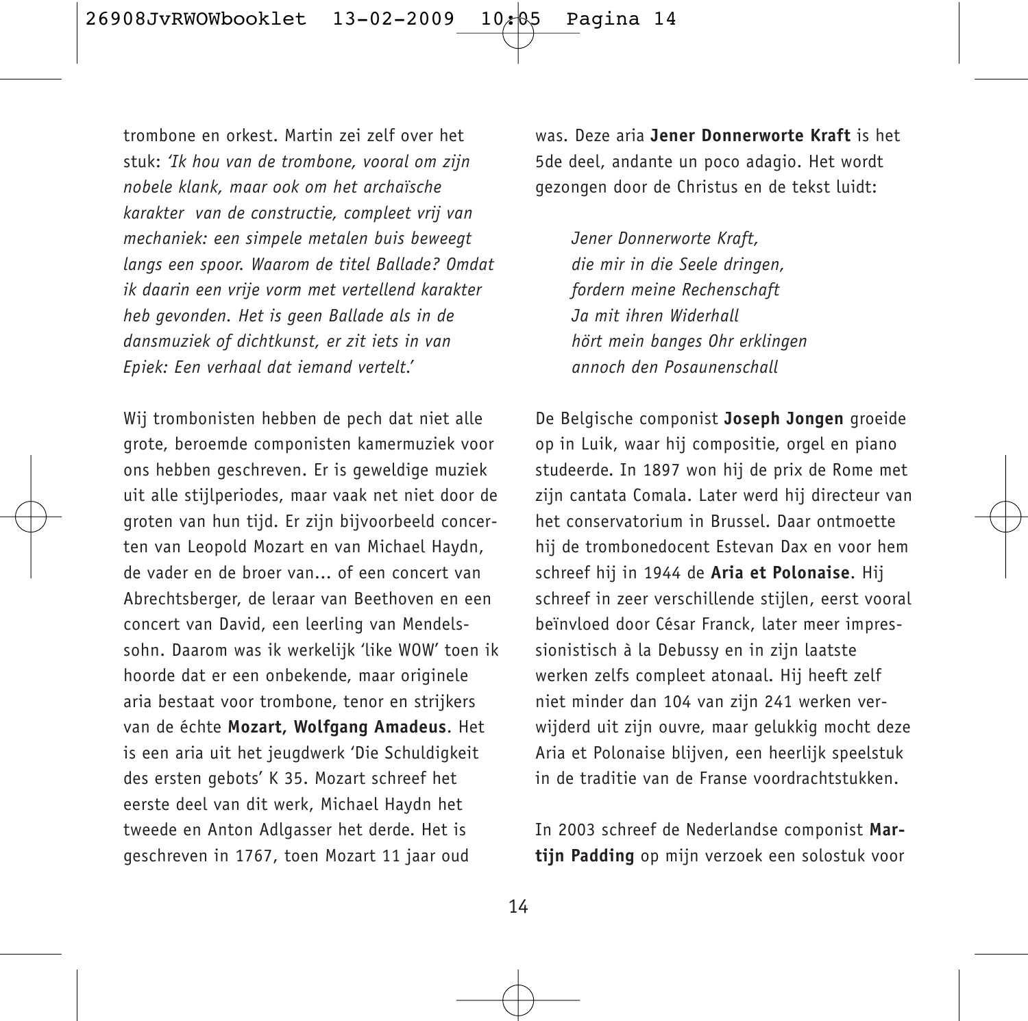trombone en orkest. Martin zei zelf over het stuk: *'Ik hou van de trombone, vooral om zijn nobele klank, maar ook om het archaïsche karakter van de constructie, compleet vrij van mechaniek: een simpele metalen buis beweegt langs een spoor. Waarom de titel Ballade? Omdat ik daarin een vrije vorm met vertellend karakter heb gevonden. Het is geen Ballade als in de dansmuziek of dichtkunst, er zit iets in van Epiek: Een verhaal dat iemand vertelt.'*

Wij trombonisten hebben de pech dat niet alle grote, beroemde componisten kamermuziek voor ons hebben geschreven. Er is geweldige muziek uit alle stijlperiodes, maar vaak net niet door de groten van hun tijd. Er zijn bijvoorbeeld concerten van Leopold Mozart en van Michael Haydn, de vader en de broer van... of een concert van Abrechtsberger, de leraar van Beethoven en een concert van David, een leerling van Mendelssohn. Daarom was ik werkelijk 'like WOW' toen ik hoorde dat er een onbekende, maar originele aria bestaat voor trombone, tenor en strijkers van de échte **Mozart, Wolfgang Amadeus**. Het is een aria uit het jeugdwerk 'Die Schuldigkeit des ersten gebots' K 35. Mozart schreef het eerste deel van dit werk, Michael Haydn het tweede en Anton Adlgasser het derde. Het is geschreven in 1767, toen Mozart 11 jaar oud was. Deze aria **Jener Donnerworte Kraft** is het 5de deel, andante un poco adagio. Het wordt gezongen door de Christus en de tekst luidt:

*Jener Donnerworte Kraft,*  
*die mir in die Seele dringen,*  
*fordern meine Rechenschaft*  
*Ja mit ihren Widerhall*  
*hört mein banges Ohr erklingen*  
*annoch den Posaunenschall*

De Belgische componist **Joseph Jongen** groeide op in Luik, waar hij compositie, orgel en piano studeerde. In 1897 won hij de prix de Rome met zijn cantata Comala. Later werd hij directeur van het conservatorium in Brussel. Daar ontmoette hij de trombonedocent Estevan Dax en voor hem schreef hij in 1944 de **Aria et Polonaise**. Hij schreef in zeer verschillende stijlen, eerst vooral beïnvloed door César Franck, later meer impressionistisch à la Debussy en in zijn laatste werken zelfs compleet atonaal. Hij heeft zelf niet minder dan 104 van zijn 241 werken verwijderd uit zijn ouvre, maar gelukkig mocht deze Aria et Polonaise blijven, een heerlijk speelstuk in de traditie van de Franse voordrachtstukken.

In 2003 schreef de Nederlandse componist **Martijn Padding** op mijn verzoek een solostuk voor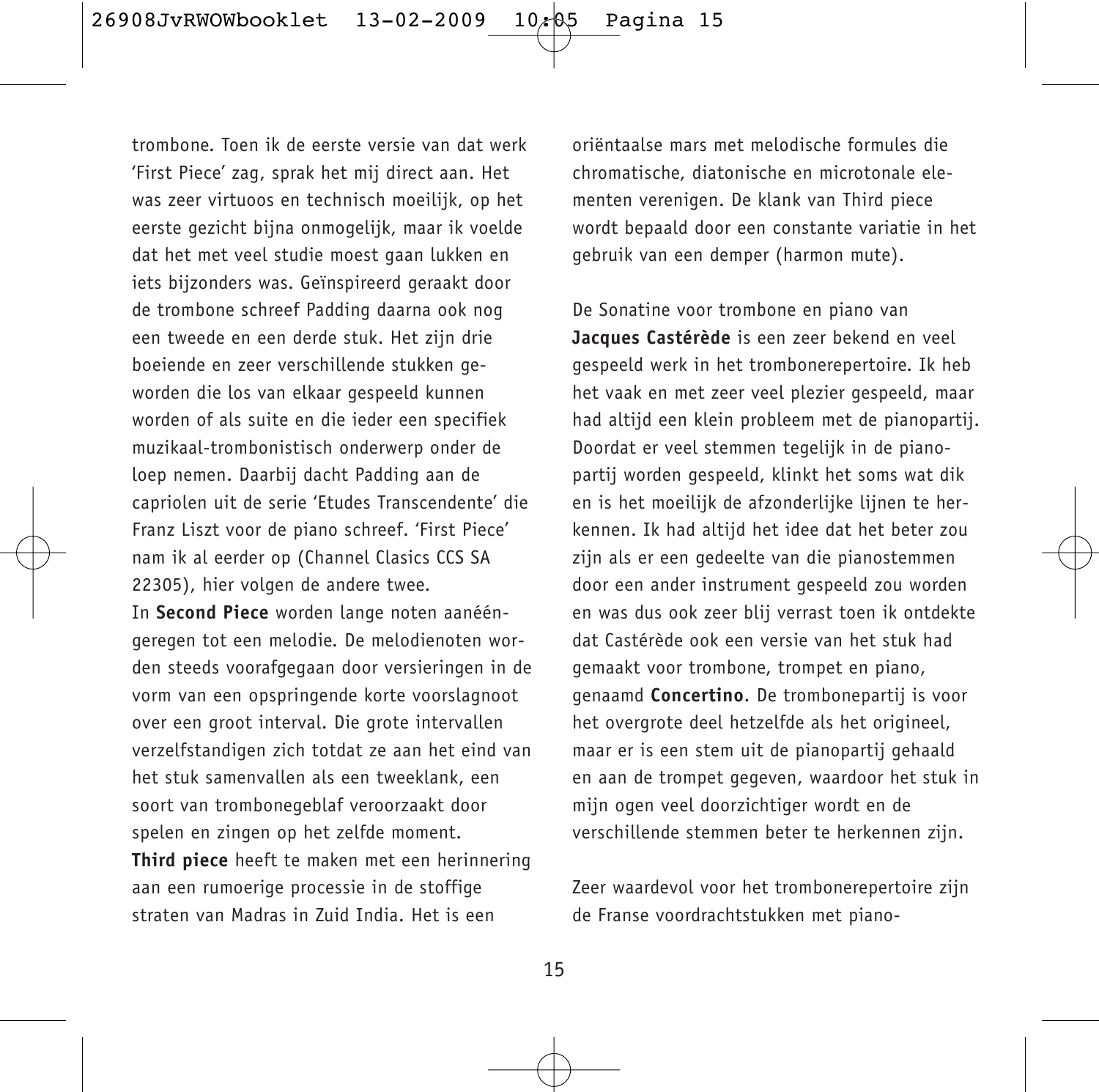trombone. Toen ik de eerste versie van dat werk 'First Piece' zag, sprak het mij direct aan. Het was zeer virtuoos en technisch moeilijk, op het eerste gezicht bijna onmogelijk, maar ik voelde dat het met veel studie moest gaan lukken en iets bijzonders was. Geïnspireerd geraakt door de trombone schreef Padding daarna ook nog een tweede en een derde stuk. Het zijn drie boeiende en zeer verschillende stukken geworden die los van elkaar gespeeld kunnen worden of als suite en die ieder een specifiek muzikaal-trombonistisch onderwerp onder de loep nemen. Daarbij dacht Padding aan de capriolen uit de serie 'Etudes Transcendente' die Franz Liszt voor de piano schreef. 'First Piece' nam ik al eerder op (Channel Clasics CCS SA 22305), hier volgen de andere twee.

In **Second Piece** worden lange noten aanééngeregen tot een melodie. De melodienoten worden steeds voorafgegaan door versieringen in de vorm van een opspringende korte voorslagnoot over een groot interval. Die grote intervallen verzelfstandigen zich totdat ze aan het eind van het stuk samenvallen als een tweeklank, een soort van trombonegeblaf veroorzaakt door spelen en zingen op het zelfde moment.

**Third piece** heeft te maken met een herinnering aan een rumoerige processie in de stoffige straten van Madras in Zuid India. Het is een oriëntaalse mars met melodische formules die chromatische, diatonische en microtonale elementen verenigen. De klank van Third piece wordt bepaald door een constante variatie in het gebruik van een demper (harmon mute).

De Sonatine voor trombone en piano van **Jacques Castérède** is een zeer bekend en veel gespeeld werk in het trombonerepertoire. Ik heb het vaak en met zeer veel plezier gespeeld, maar had altijd een klein probleem met de pianopartij. Doordat er veel stemmen tegelijk in de pianopartij worden gespeeld, klinkt het soms wat dik en is het moeilijk de afzonderlijke lijnen te herkennen. Ik had altijd het idee dat het beter zou zijn als er een gedeelte van die pianostemmen door een ander instrument gespeeld zou worden en was dus ook zeer blij verrast toen ik ontdekte dat Castérède ook een versie van het stuk had gemaakt voor trombone, trompet en piano, genaamd **Concertino**. De trombonepartij is voor het overgrote deel hetzelfde als het origineel, maar er is een stem uit de pianopartij gehaald en aan de trompet gegeven, waardoor het stuk in mijn ogen veel doorzichtiger wordt en de verschillende stemmen beter te herkennen zijn.

Zeer waardevol voor het trombonerepertoire zijn de Franse voordrachtstukken met piano-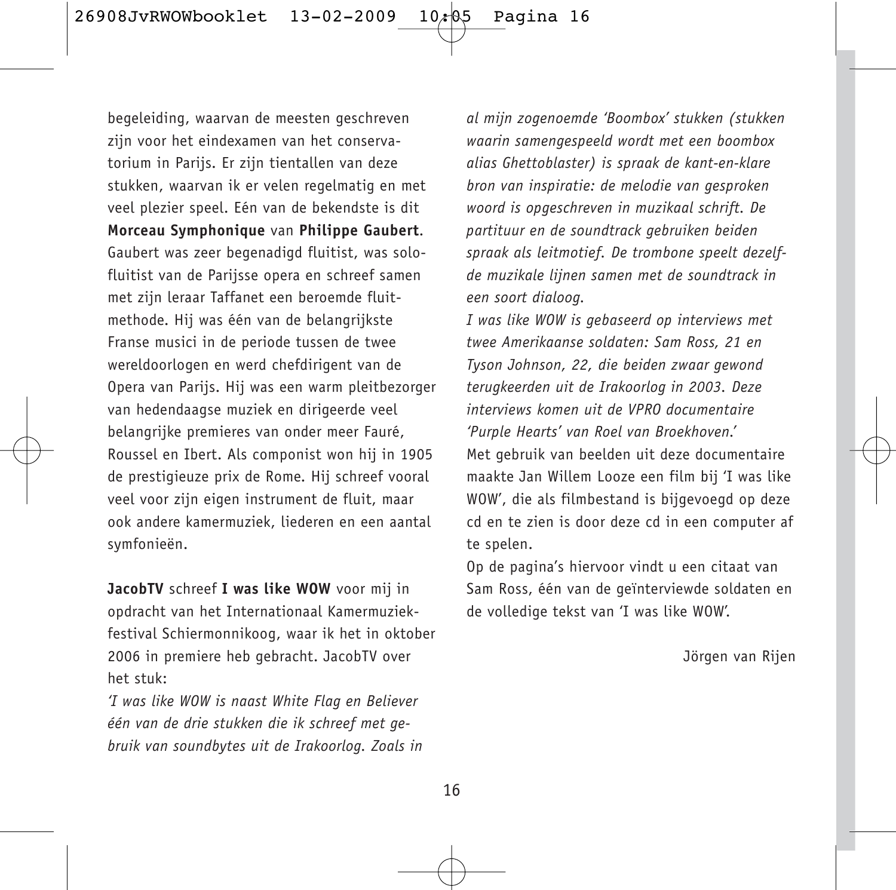begeleiding, waarvan de meesten geschreven zijn voor het eindexamen van het conservatorium in Parijs. Er zijn tientallen van deze stukken, waarvan ik er velen regelmatig en met veel plezier speel. Eén van de bekendste is dit **Morceau Symphonique** van **Philippe Gaubert**. Gaubert was zeer begenadigd fluitist, was solofluitist van de Parijsse opera en schreef samen met zijn leraar Taffanet een beroemde fluitmethode. Hij was één van de belangrijkste Franse musici in de periode tussen de twee wereldoorlogen en werd chefdirigent van de Opera van Parijs. Hij was een warm pleitbezorger van hedendaagse muziek en dirigeerde veel belangrijke premieres van onder meer Fauré, Roussel en Ibert. Als componist won hij in 1905 de prestigieuze prix de Rome. Hij schreef vooral veel voor zijn eigen instrument de fluit, maar ook andere kamermuziek, liederen en een aantal symfonieën.

**JacobTV** schreef **I was like WOW** voor mij in opdracht van het Internationaal Kamermuziekfestival Schiermonnikoog, waar ik het in oktober 2006 in premiere heb gebracht. JacobTV over het stuk:

*'I was like WOW is naast White Flag en Believer één van de drie stukken die ik schreef met gebruik van soundbytes uit de Irakoorlog. Zoals in al mijn zogenoemde 'Boombox' stukken (stukken waarin samengespeeld wordt met een boombox alias Ghettoblaster) is spraak de kant-en-klare bron van inspiratie: de melodie van gesproken woord is opgeschreven in muzikaal schrift. De partituur en de soundtrack gebruiken beiden spraak als leitmotief. De trombone speelt dezelfde muzikale lijnen samen met de soundtrack in een soort dialoog.*
*I was like WOW is gebaseerd op interviews met twee Amerikaanse soldaten: Sam Ross, 21 en Tyson Johnson, 22, die beiden zwaar gewond terugkeerden uit de Irakoorlog in 2003. Deze interviews komen uit de VPRO documentaire 'Purple Hearts' van Roel van Broekhoven.'*
Met gebruik van beelden uit deze documentaire maakte Jan Willem Looze een film bij 'I was like WOW', die als filmbestand is bijgevoegd op deze cd en te zien is door deze cd in een computer af te spelen.
Op de pagina's hiervoor vindt u een citaat van Sam Ross, één van de geïnterviewde soldaten en de volledige tekst van 'I was like WOW'.

Jörgen van Rijen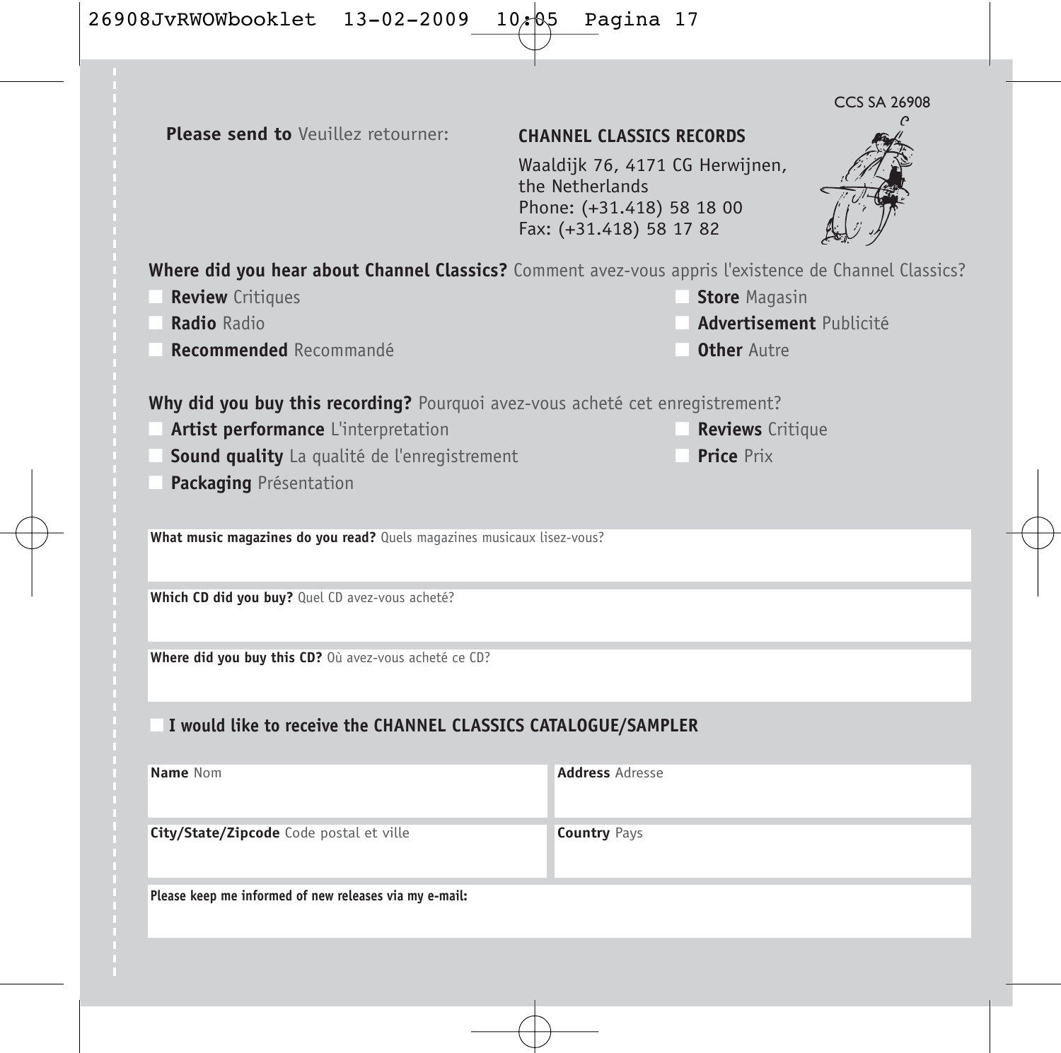CCS SA 26908

**Please send to** Veuillez retourner:

**CHANNEL CLASSICS RECORDS**
Waaldijk 76, 4171 CG Herwijnen,
the Netherlands
Phone: (+31.418) 58 18 00
Fax: (+31.418) 58 17 82

**Where did you hear about Channel Classics?** Comment avez-vous appris l'existence de Channel Classics?

- **Review** Critiques
- **Radio** Radio
- **Recommended** Recommandé
- **Store** Magasin
- **Advertisement** Publicité
- **Other** Autre

**Why did you buy this recording?** Pourquoi avez-vous acheté cet enregistrement?

- **Artist performance** L'interpretation
- **Sound quality** La qualité de l'enregistrement
- **Packaging** Présentation
- **Reviews** Critique
- **Price** Prix

**What music magazines do you read?** Quels magazines musicaux lisez-vous?

**Which CD did you buy?** Quel CD avez-vous acheté?

**Where did you buy this CD?** Où avez-vous acheté ce CD?

- **I would like to receive the CHANNEL CLASSICS CATALOGUE/SAMPLER**

**Name** Nom

**Address** Adresse

**City/State/Zipcode** Code postal et ville

**Country** Pays

**Please keep me informed of new releases via my e-mail:**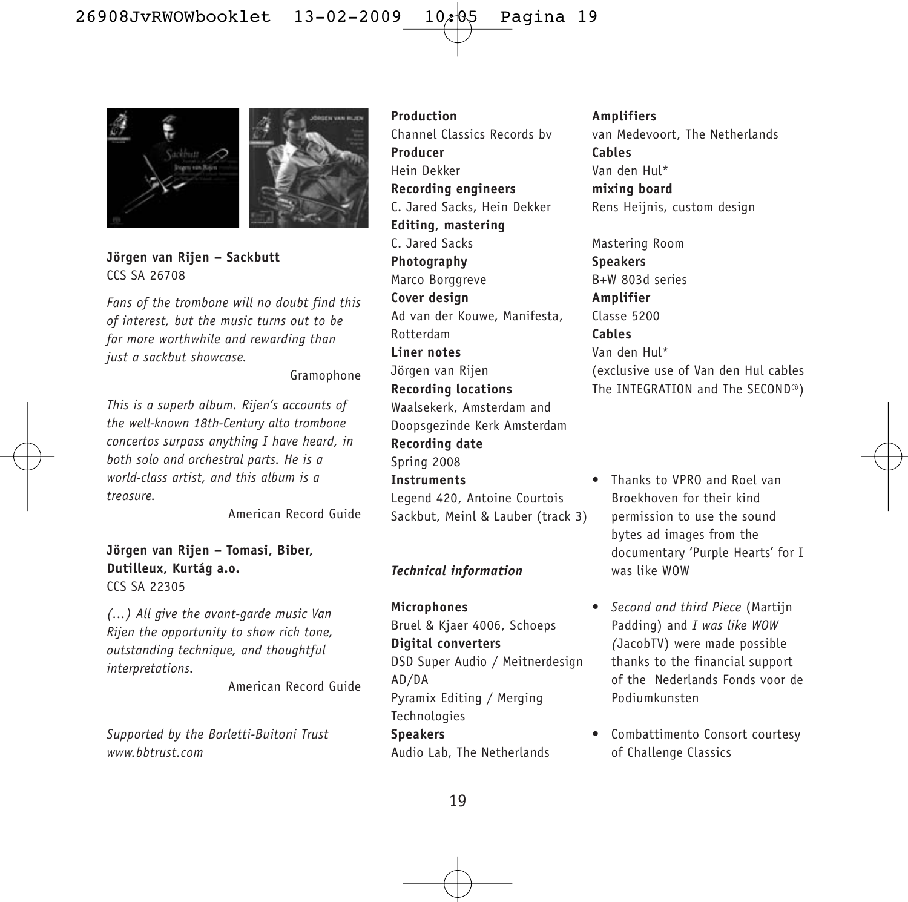**Jörgen van Rijen – Sackbutt**
CCS SA 26708

*Fans of the trombone will no doubt find this of interest, but the music turns out to be far more worthwhile and rewarding than just a sackbut showcase.*

Gramophone

*This is a superb album. Rijen's accounts of the well-known 18th-Century alto trombone concertos surpass anything I have heard, in both solo and orchestral parts. He is a world-class artist, and this album is a treasure.*

American Record Guide

**Jörgen van Rijen – Tomasi, Biber, Dutilleux, Kurtág a.o.**
CCS SA 22305

*(...) All give the avant-garde music Van Rijen the opportunity to show rich tone, outstanding technique, and thoughtful interpretations.*

American Record Guide

*Supported by the Borletti-Buitoni Trust*
*www.bbtrust.com*

**Production**
Channel Classics Records bv
**Producer**
Hein Dekker
**Recording engineers**
C. Jared Sacks, Hein Dekker
**Editing, mastering**
C. Jared Sacks
**Photography**
Marco Borggreve
**Cover design**
Ad van der Kouwe, Manifesta, Rotterdam
**Liner notes**
Jörgen van Rijen
**Recording locations**
Waalsekerk, Amsterdam and Doopsgezinde Kerk Amsterdam
**Recording date**
Spring 2008
**Instruments**
Legend 420, Antoine Courtois
Sackbut, Meinl & Lauber (track 3)

***Technical information***

**Microphones**
Bruel & Kjaer 4006, Schoeps
**Digital converters**
DSD Super Audio / Meitnerdesign AD/DA
Pyramix Editing / Merging Technologies
**Speakers**
Audio Lab, The Netherlands
**Amplifiers**
van Medevoort, The Netherlands
**Cables**
Van den Hul*
**mixing board**
Rens Heijnis, custom design

Mastering Room
**Speakers**
B+W 803d series
**Amplifier**
Classe 5200
**Cables**
Van den Hul*
(exclusive use of Van den Hul cables The INTEGRATION and The SECOND®)

- Thanks to VPRO and Roel van Broekhoven for their kind permission to use the sound bytes ad images from the documentary 'Purple Hearts' for I was like WOW
- *Second and third Piece* (Martijn Padding) and *I was like WOW* (JacobTV) were made possible thanks to the financial support of the Nederlands Fonds voor de Podiumkunsten
- Combattimento Consort courtesy of Challenge Classics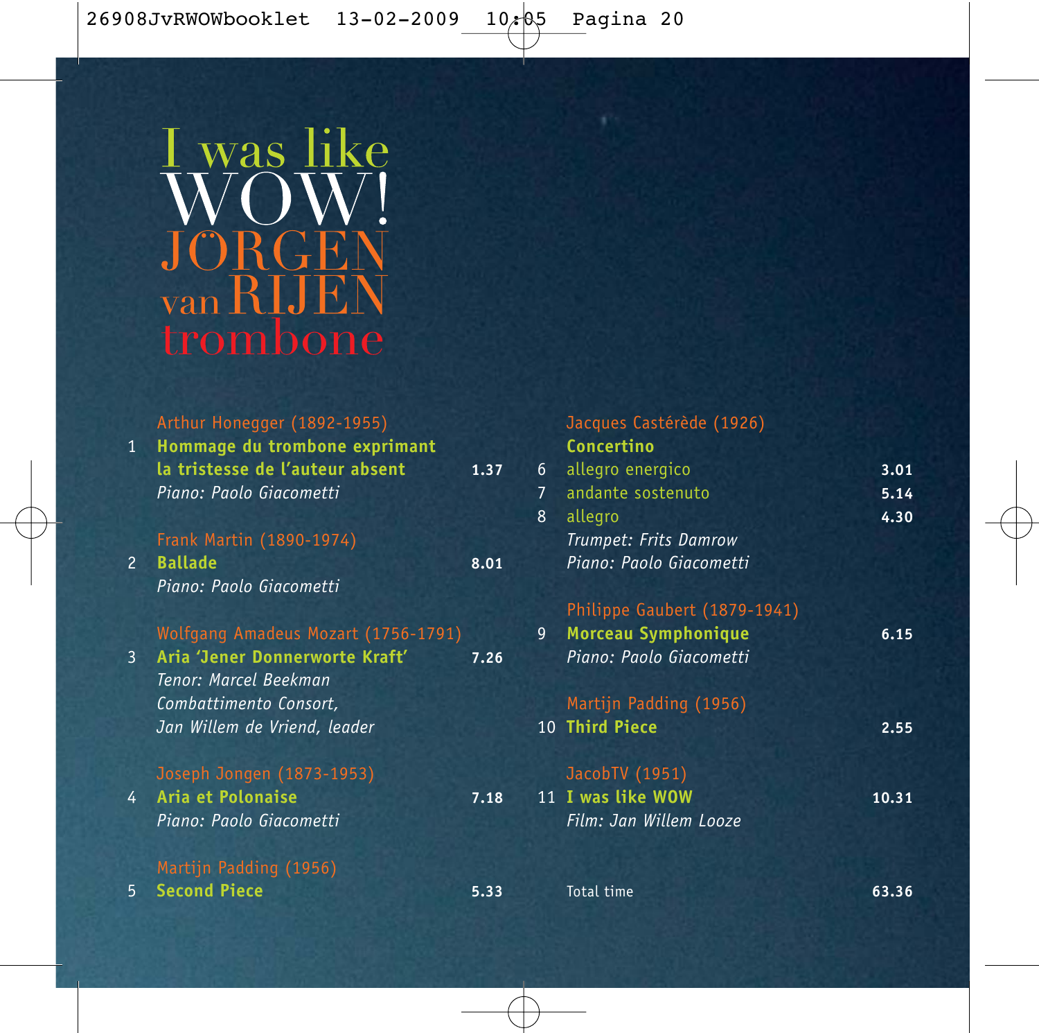# I was like WOW!

## JÖRGEN van RIJEN trombone

Arthur Honegger (1892-1955)

1 **Hommage du trombone exprimant la tristesse de l'auteur absent** 1.37

*Piano: Paolo Giacometti*

Frank Martin (1890-1974)

2 **Ballade** 8.01

*Piano: Paolo Giacometti*

Wolfgang Amadeus Mozart (1756-1791)

3 **Aria 'Jener Donnerworte Kraft'** 7.26

*Tenor: Marcel Beekman*
*Combattimento Consort,*
*Jan Willem de Vriend, leader*

Joseph Jongen (1873-1953)

4 **Aria et Polonaise** 7.18

*Piano: Paolo Giacometti*

Martijn Padding (1956)

5 **Second Piece** 5.33

Jacques Castérède (1926)

**Concertino**

6 allegro energico 3.01

7 andante sostenuto 5.14

8 allegro 4.30

*Trumpet: Frits Damrow*
*Piano: Paolo Giacometti*

Philippe Gaubert (1879-1941)

9 **Morceau Symphonique** 6.15

*Piano: Paolo Giacometti*

Martijn Padding (1956)

10 **Third Piece** 2.55

JacobTV (1951)

11 **I was like WOW** 10.31

*Film: Jan Willem Looze*

Total time 63.36